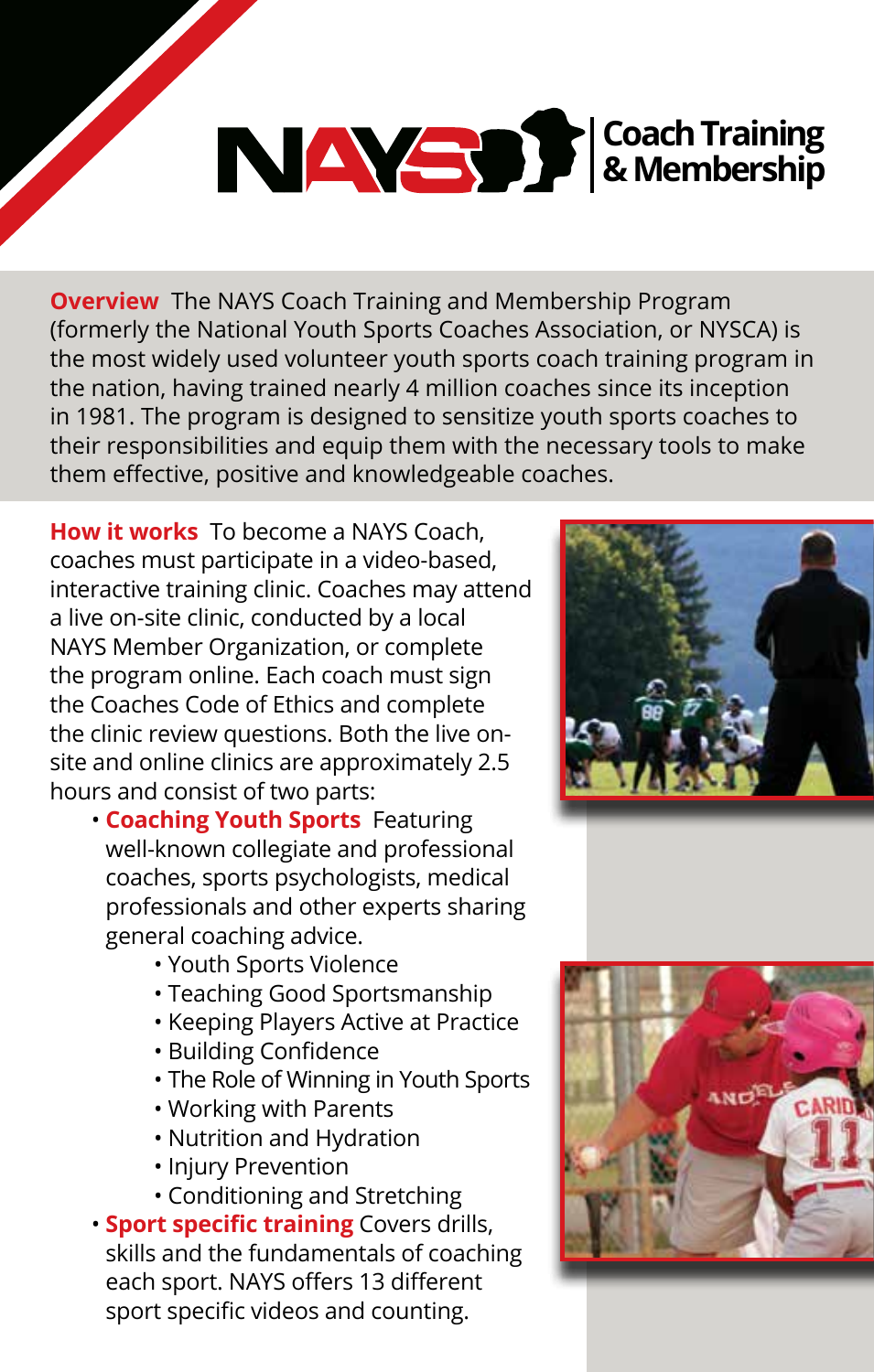# NAYS Coach Training & Membership

**Overview** The NAYS Coach Training and Membership Program (formerly the National Youth Sports Coaches Association, or NYSCA) is the most widely used volunteer youth sports coach training program in the nation, having trained nearly 4 million coaches since its inception in 1981. The program is designed to sensitize youth sports coaches to their responsibilities and equip them with the necessary tools to make them effective, positive and knowledgeable coaches.

**How it works** To become a NAYS Coach, coaches must participate in a video-based, interactive training clinic. Coaches may attend a live on-site clinic, conducted by a local NAYS Member Organization, or complete the program online. Each coach must sign the Coaches Code of Ethics and complete the clinic review questions. Both the live on-site and online clinics are approximately 2.5 hours and consist of two parts:

- **Coaching Youth Sports** Featuring well-known collegiate and professional coaches, sports psychologists, medical professionals and other experts sharing general coaching advice.
  - Youth Sports Violence
  - Teaching Good Sportsmanship
  - Keeping Players Active at Practice
  - Building Confidence
  - The Role of Winning in Youth Sports
  - Working with Parents
  - Nutrition and Hydration
  - Injury Prevention
  - Conditioning and Stretching
- **Sport specific training** Covers drills, skills and the fundamentals of coaching each sport. NAYS offers 13 different sport specific videos and counting.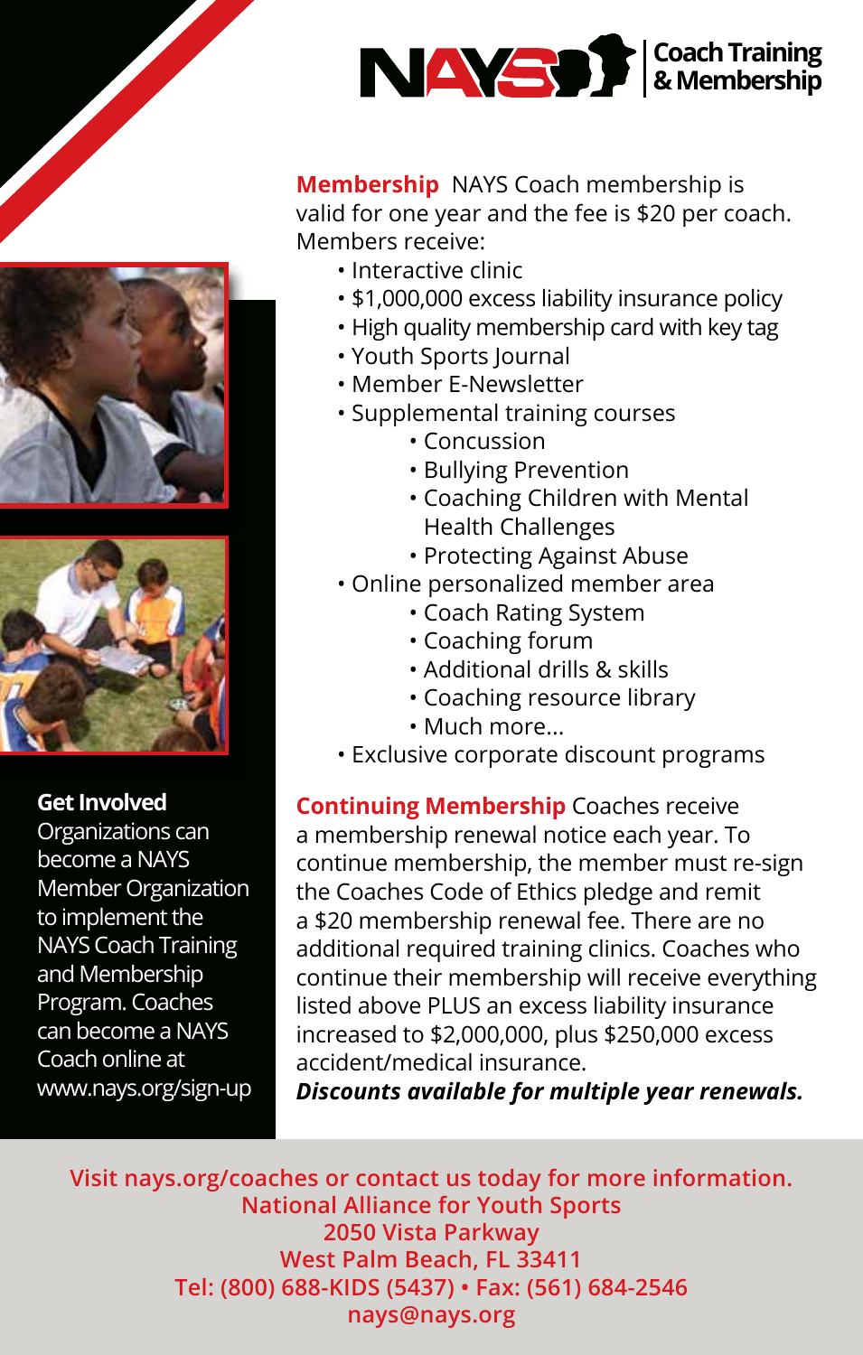# NAYS Coach Training & Membership

**Membership** NAYS Coach membership is valid for one year and the fee is $20 per coach. Members receive:

- Interactive clinic
- $1,000,000 excess liability insurance policy
- High quality membership card with key tag
- Youth Sports Journal
- Member E-Newsletter
- Supplemental training courses
    - Concussion
    - Bullying Prevention
    - Coaching Children with Mental Health Challenges
    - Protecting Against Abuse
- Online personalized member area
    - Coach Rating System
    - Coaching forum
    - Additional drills & skills
    - Coaching resource library
    - Much more...
- Exclusive corporate discount programs

**Continuing Membership** Coaches receive a membership renewal notice each year. To continue membership, the member must re-sign the Coaches Code of Ethics pledge and remit a $20 membership renewal fee. There are no additional required training clinics. Coaches who continue their membership will receive everything listed above PLUS an excess liability insurance increased to $2,000,000, plus $250,000 excess accident/medical insurance.

***Discounts available for multiple year renewals.***

**Get Involved**
Organizations can become a NAYS Member Organization to implement the NAYS Coach Training and Membership Program. Coaches can become a NAYS Coach online at www.nays.org/sign-up

Visit nays.org/coaches or contact us today for more information.
National Alliance for Youth Sports
2050 Vista Parkway
West Palm Beach, FL 33411
Tel: (800) 688-KIDS (5437) • Fax: (561) 684-2546
nays@nays.org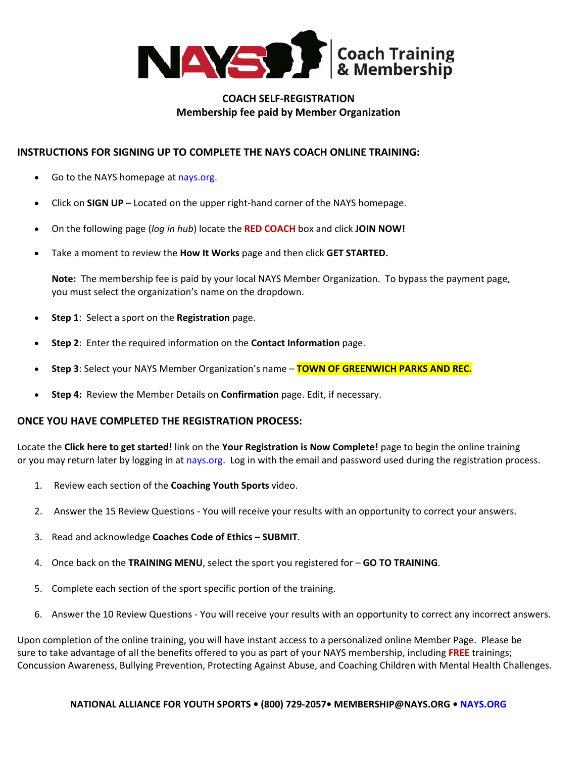NAYS Coach Training & Membership

**COACH SELF-REGISTRATION**
**Membership fee paid by Member Organization**

## INSTRUCTIONS FOR SIGNING UP TO COMPLETE THE NAYS COACH ONLINE TRAINING:

- Go to the NAYS homepage at nays.org.
- Click on **SIGN UP** – Located on the upper right-hand corner of the NAYS homepage.
- On the following page (*log in hub*) locate the **RED COACH** box and click **JOIN NOW!**
- Take a moment to review the **How It Works** page and then click **GET STARTED.**

  **Note:** The membership fee is paid by your local NAYS Member Organization. To bypass the payment page, you must select the organization's name on the dropdown.

- **Step 1**: Select a sport on the **Registration** page.
- **Step 2**: Enter the required information on the **Contact Information** page.
- **Step 3**: Select your NAYS Member Organization's name – **TOWN OF GREENWICH PARKS AND REC.**
- **Step 4:** Review the Member Details on **Confirmation** page. Edit, if necessary.

## ONCE YOU HAVE COMPLETED THE REGISTRATION PROCESS:

Locate the **Click here to get started!** link on the **Your Registration is Now Complete!** page to begin the online training or you may return later by logging in at nays.org. Log in with the email and password used during the registration process.

1. Review each section of the **Coaching Youth Sports** video.
2. Answer the 15 Review Questions - You will receive your results with an opportunity to correct your answers.
3. Read and acknowledge **Coaches Code of Ethics – SUBMIT**.
4. Once back on the **TRAINING MENU**, select the sport you registered for – **GO TO TRAINING**.
5. Complete each section of the sport specific portion of the training.
6. Answer the 10 Review Questions - You will receive your results with an opportunity to correct any incorrect answers.

Upon completion of the online training, you will have instant access to a personalized online Member Page. Please be sure to take advantage of all the benefits offered to you as part of your NAYS membership, including **FREE** trainings; Concussion Awareness, Bullying Prevention, Protecting Against Abuse, and Coaching Children with Mental Health Challenges.

**NATIONAL ALLIANCE FOR YOUTH SPORTS • (800) 729-2057• MEMBERSHIP@NAYS.ORG • NAYS.ORG**